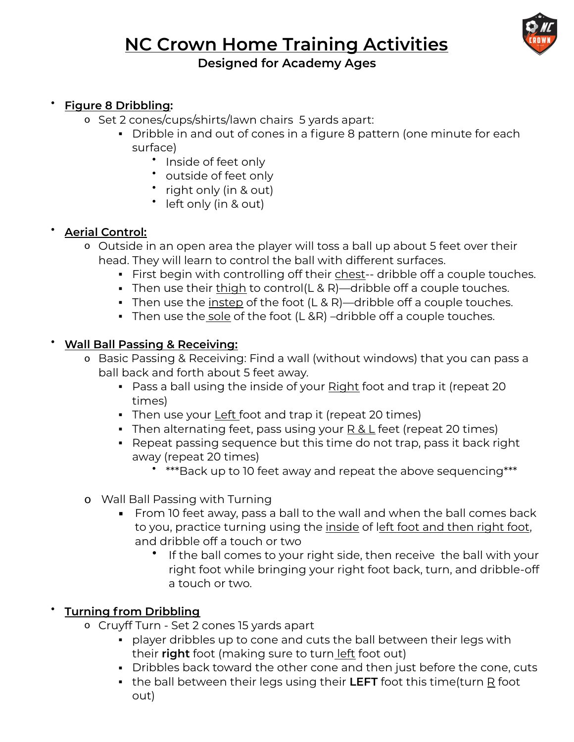# NC Crown Home Training Activities

### Designed for Academy Ages

- **Figure 8 Dribbling:**
  - Set 2 cones/cups/shirts/lawn chairs 5 yards apart:
    - Dribble in and out of cones in a figure 8 pattern (one minute for each surface)
      - Inside of feet only
      - outside of feet only
      - right only (in & out)
      - left only (in & out)

- **Aerial Control:**
  - Outside in an open area the player will toss a ball up about 5 feet over their head. They will learn to control the ball with different surfaces.
    - First begin with controlling off their chest-- dribble off a couple touches.
    - Then use their thigh to control(L & R)—dribble off a couple touches.
    - Then use the instep of the foot (L & R)—dribble off a couple touches.
    - Then use the sole of the foot (L &R) –dribble off a couple touches.

- **Wall Ball Passing & Receiving:**
  - Basic Passing & Receiving: Find a wall (without windows) that you can pass a ball back and forth about 5 feet away.
    - Pass a ball using the inside of your Right foot and trap it (repeat 20 times)
    - Then use your Left foot and trap it (repeat 20 times)
    - Then alternating feet, pass using your R & L feet (repeat 20 times)
    - Repeat passing sequence but this time do not trap, pass it back right away (repeat 20 times)
      - ***Back up to 10 feet away and repeat the above sequencing***

  - Wall Ball Passing with Turning
    - From 10 feet away, pass a ball to the wall and when the ball comes back to you, practice turning using the inside of left foot and then right foot, and dribble off a touch or two
      - If the ball comes to your right side, then receive the ball with your right foot while bringing your right foot back, turn, and dribble-off a touch or two.

- **Turning from Dribbling**
  - Cruyff Turn - Set 2 cones 15 yards apart
    - player dribbles up to cone and cuts the ball between their legs with their **right** foot (making sure to turn left foot out)
    - Dribbles back toward the other cone and then just before the cone, cuts
    - the ball between their legs using their **LEFT** foot this time(turn R foot out)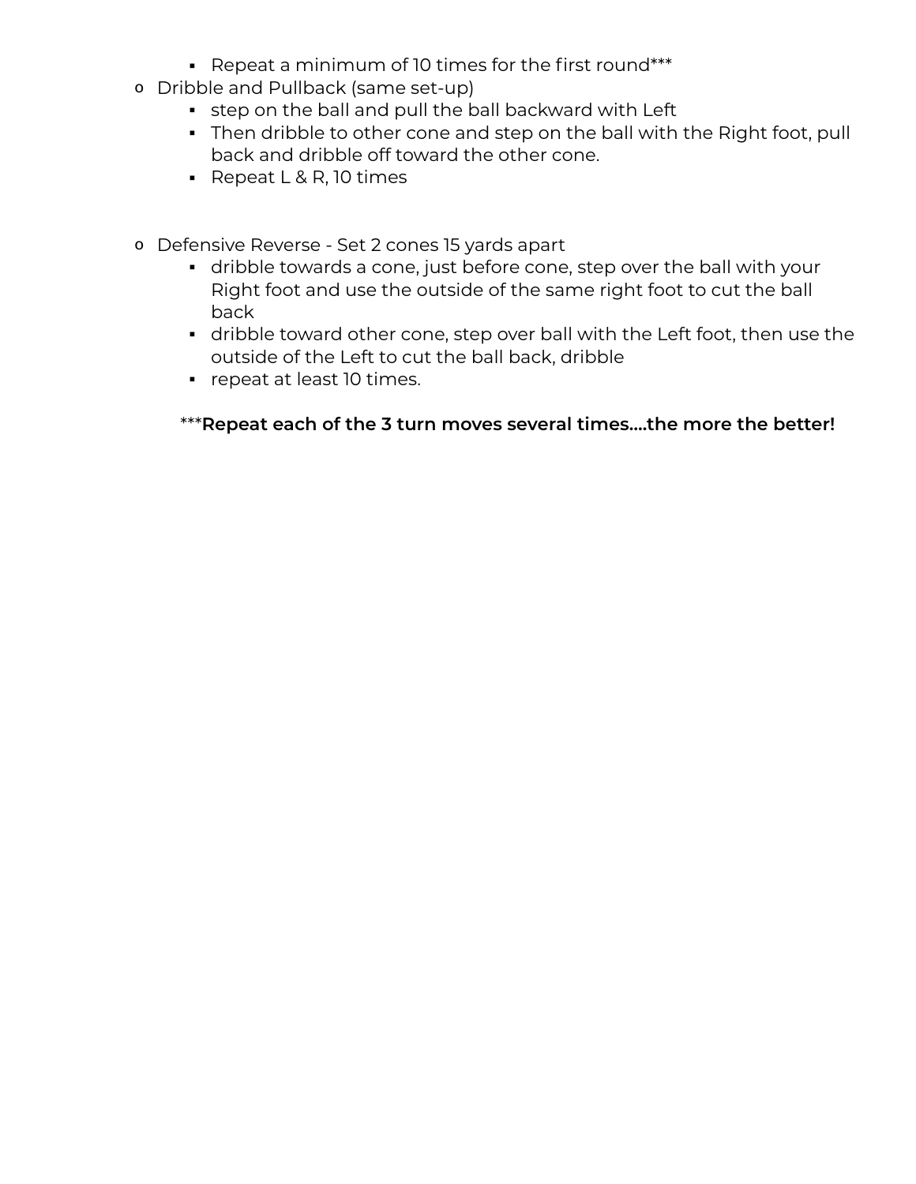- Repeat a minimum of 10 times for the first round***
- Dribble and Pullback (same set-up)
    - step on the ball and pull the ball backward with Left
    - Then dribble to other cone and step on the ball with the Right foot, pull back and dribble off toward the other cone.
    - Repeat L & R, 10 times

- Defensive Reverse - Set 2 cones 15 yards apart
    - dribble towards a cone, just before cone, step over the ball with your Right foot and use the outside of the same right foot to cut the ball back
    - dribble toward other cone, step over ball with the Left foot, then use the outside of the Left to cut the ball back, dribble
    - repeat at least 10 times.

***Repeat each of the 3 turn moves several times….the more the better!**